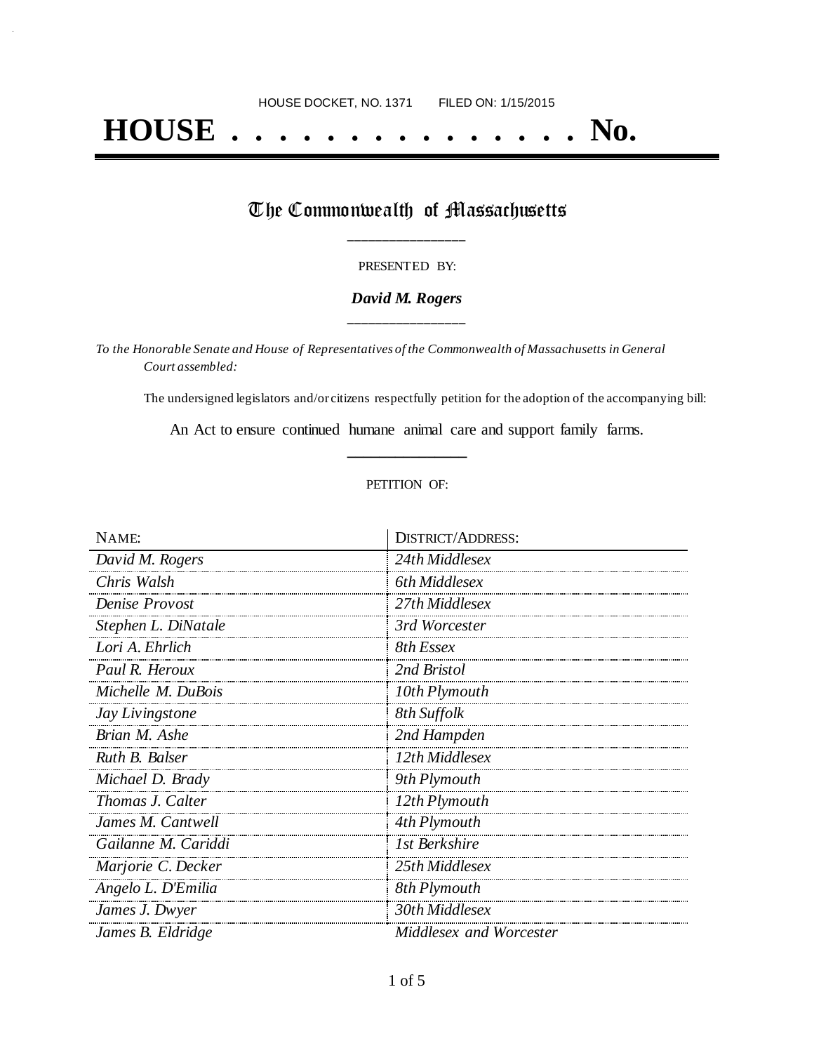HOUSE DOCKET, NO. 1371 FILED ON: 1/15/2015

# HOUSE . . . . . . . . . . . . . . . No.

## The Commonwealth of Massachusetts

PRESENTED BY:

***David M. Rogers***

*To the Honorable Senate and House of Representatives of the Commonwealth of Massachusetts in General Court assembled:*

The undersigned legislators and/or citizens respectfully petition for the adoption of the accompanying bill:

An Act to ensure continued humane animal care and support family farms.

PETITION OF:

| NAME: | DISTRICT/ADDRESS: |
|---|---|
| *David M. Rogers* | *24th Middlesex* |
| *Chris Walsh* | *6th Middlesex* |
| *Denise Provost* | *27th Middlesex* |
| *Stephen L. DiNatale* | *3rd Worcester* |
| *Lori A. Ehrlich* | *8th Essex* |
| *Paul R. Heroux* | *2nd Bristol* |
| *Michelle M. DuBois* | *10th Plymouth* |
| *Jay Livingstone* | *8th Suffolk* |
| *Brian M. Ashe* | *2nd Hampden* |
| *Ruth B. Balser* | *12th Middlesex* |
| *Michael D. Brady* | *9th Plymouth* |
| *Thomas J. Calter* | *12th Plymouth* |
| *James M. Cantwell* | *4th Plymouth* |
| *Gailanne M. Cariddi* | *1st Berkshire* |
| *Marjorie C. Decker* | *25th Middlesex* |
| *Angelo L. D'Emilia* | *8th Plymouth* |
| *James J. Dwyer* | *30th Middlesex* |
| *James B. Eldridge* | *Middlesex and Worcester* |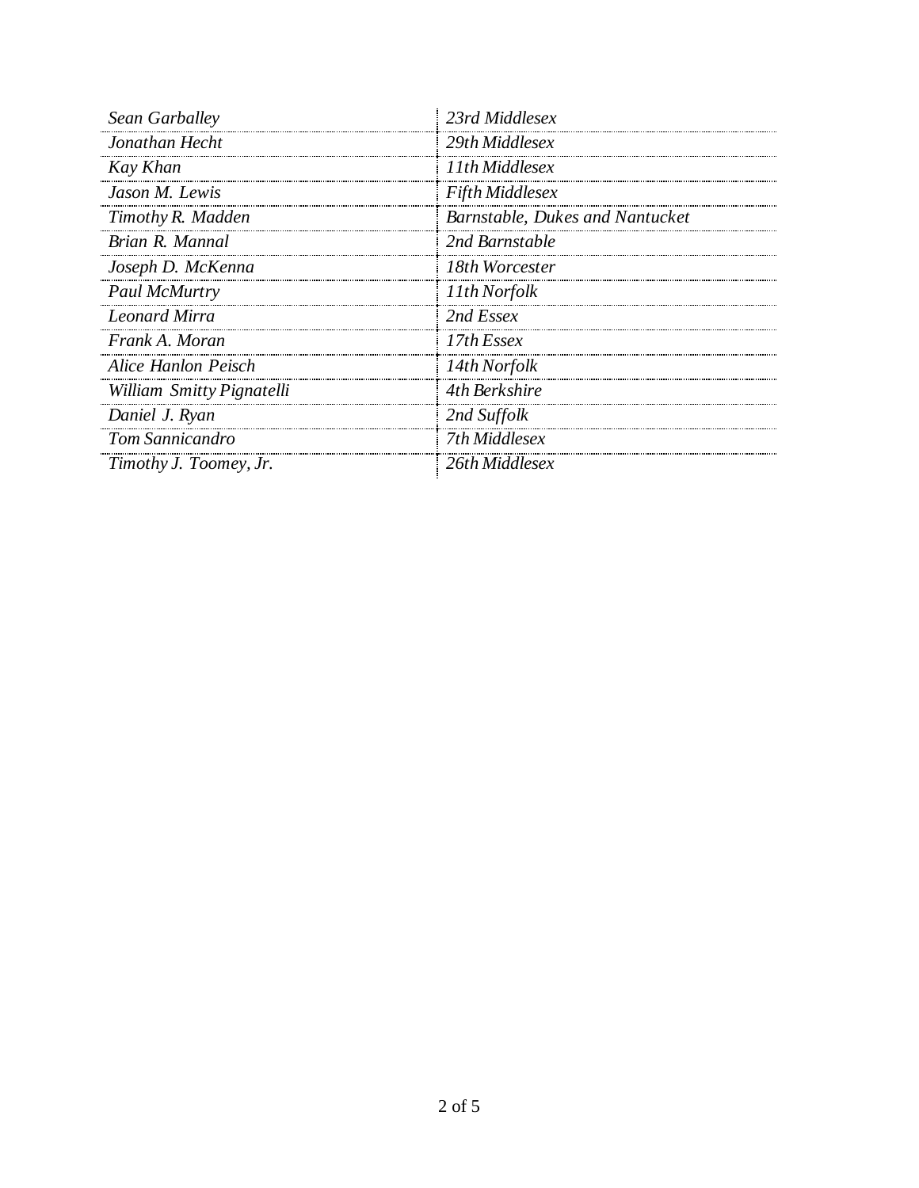| | |
|---|---|
| *Sean Garballey* | *23rd Middlesex* |
| *Jonathan Hecht* | *29th Middlesex* |
| *Kay Khan* | *11th Middlesex* |
| *Jason M. Lewis* | *Fifth Middlesex* |
| *Timothy R. Madden* | *Barnstable, Dukes and Nantucket* |
| *Brian R. Mannal* | *2nd Barnstable* |
| *Joseph D. McKenna* | *18th Worcester* |
| *Paul McMurtry* | *11th Norfolk* |
| *Leonard Mirra* | *2nd Essex* |
| *Frank A. Moran* | *17th Essex* |
| *Alice Hanlon Peisch* | *14th Norfolk* |
| *William Smitty Pignatelli* | *4th Berkshire* |
| *Daniel J. Ryan* | *2nd Suffolk* |
| *Tom Sannicandro* | *7th Middlesex* |
| *Timothy J. Toomey, Jr.* | *26th Middlesex* |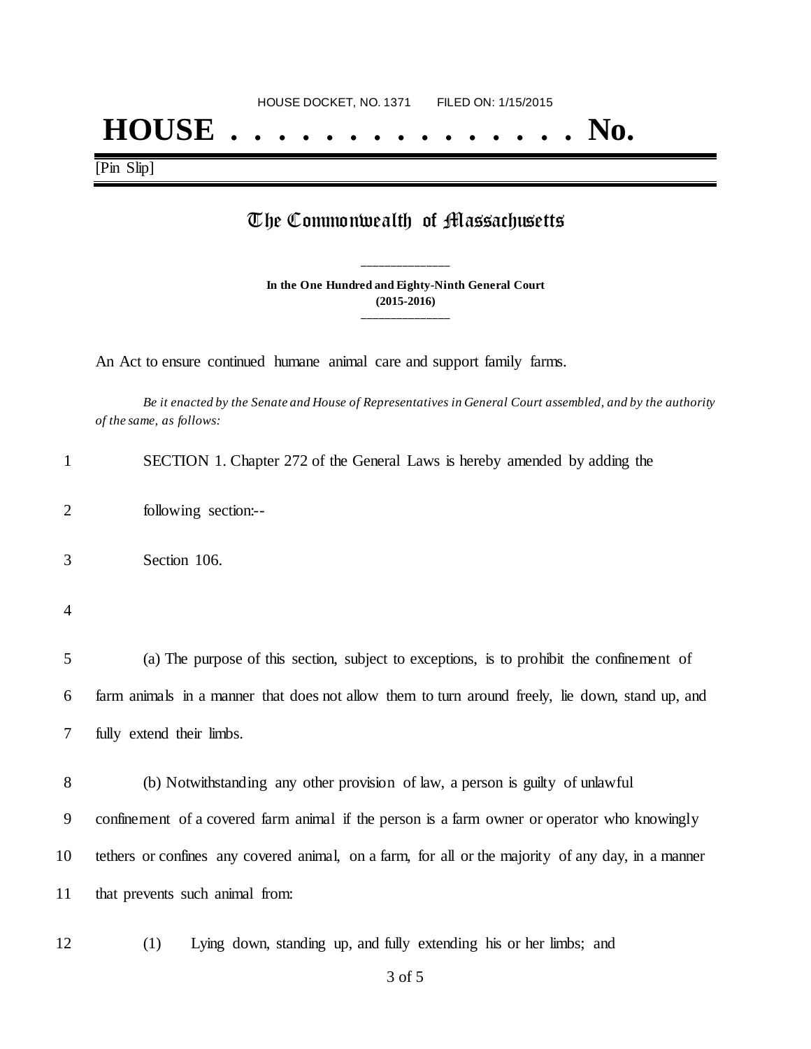HOUSE DOCKET, NO. 1371        FILED ON: 1/15/2015

# HOUSE . . . . . . . . . . . . . . . No.

[Pin Slip]

## The Commonwealth of Massachusetts

**In the One Hundred and Eighty-Ninth General Court**
**(2015-2016)**

An Act to ensure continued humane animal care and support family farms.

*Be it enacted by the Senate and House of Representatives in General Court assembled, and by the authority of the same, as follows:*

SECTION 1. Chapter 272 of the General Laws is hereby amended by adding the following section:--

Section 106.

(a) The purpose of this section, subject to exceptions, is to prohibit the confinement of farm animals in a manner that does not allow them to turn around freely, lie down, stand up, and fully extend their limbs.

(b) Notwithstanding any other provision of law, a person is guilty of unlawful confinement of a covered farm animal if the person is a farm owner or operator who knowingly tethers or confines any covered animal, on a farm, for all or the majority of any day, in a manner that prevents such animal from:

(1) Lying down, standing up, and fully extending his or her limbs; and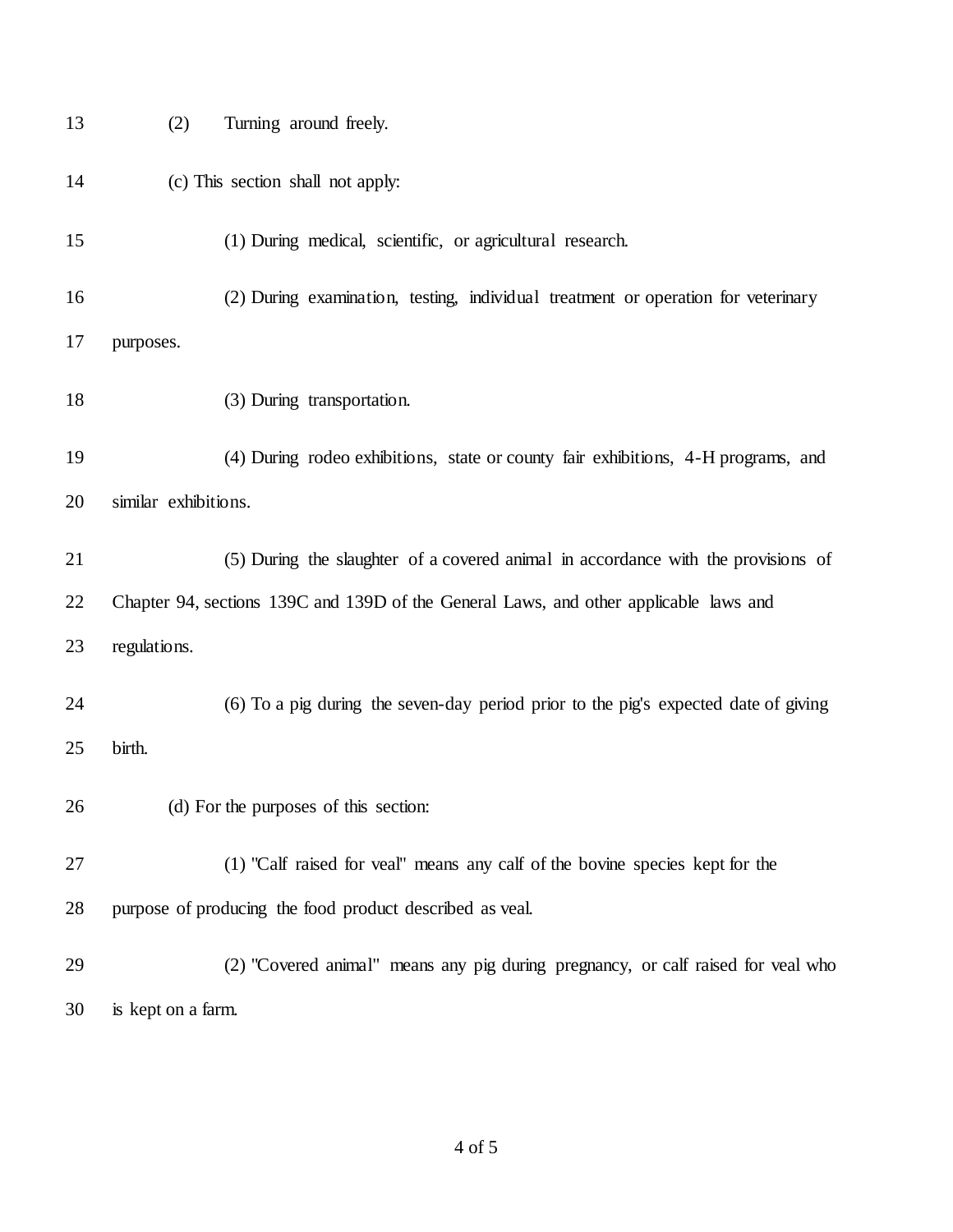(2) Turning around freely.

(c) This section shall not apply:

(1) During medical, scientific, or agricultural research.

(2) During examination, testing, individual treatment or operation for veterinary purposes.

(3) During transportation.

(4) During rodeo exhibitions, state or county fair exhibitions, 4-H programs, and similar exhibitions.

(5) During the slaughter of a covered animal in accordance with the provisions of Chapter 94, sections 139C and 139D of the General Laws, and other applicable laws and regulations.

(6) To a pig during the seven-day period prior to the pig's expected date of giving birth.

(d) For the purposes of this section:

(1) "Calf raised for veal" means any calf of the bovine species kept for the purpose of producing the food product described as veal.

(2) "Covered animal" means any pig during pregnancy, or calf raised for veal who is kept on a farm.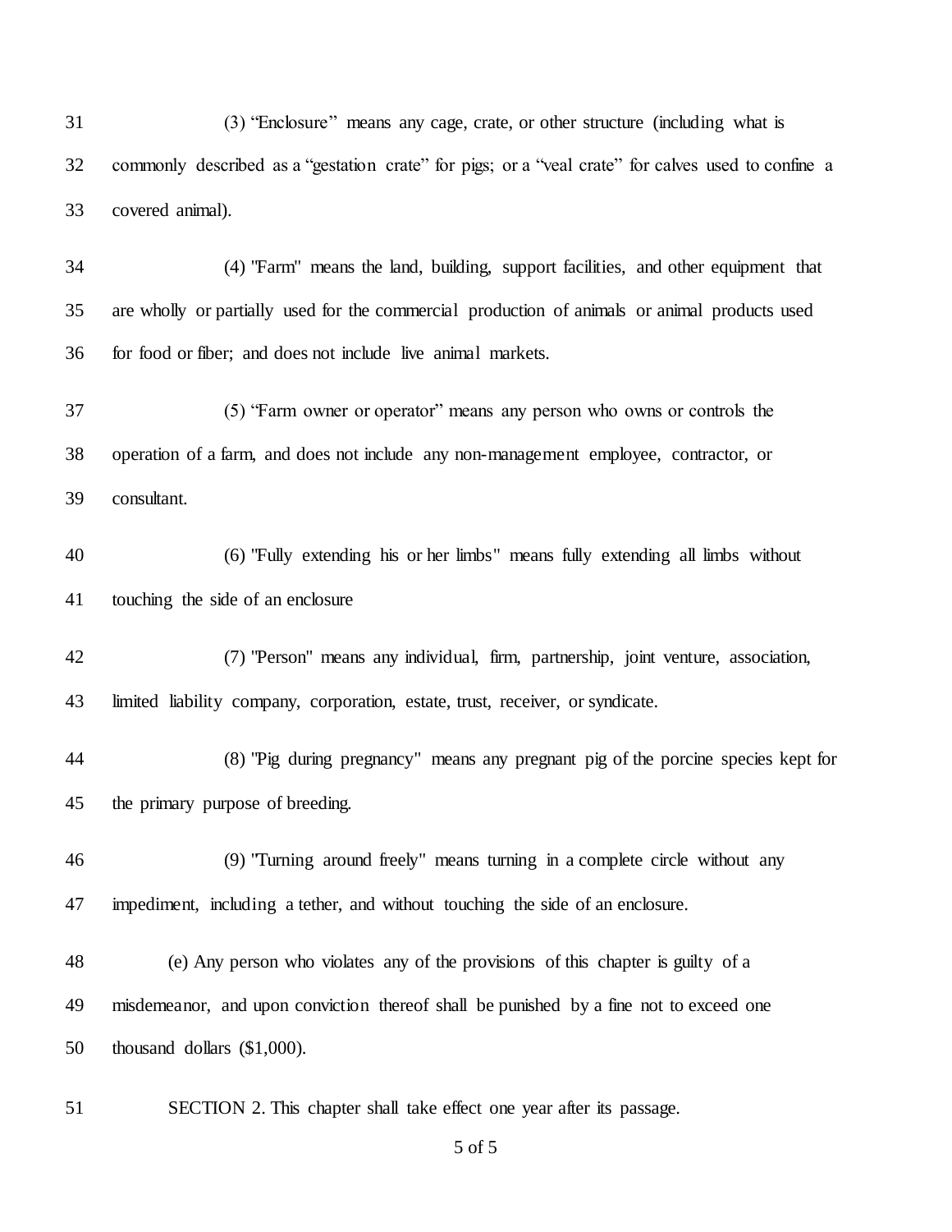(3) "Enclosure" means any cage, crate, or other structure (including what is commonly described as a "gestation crate" for pigs; or a "veal crate" for calves used to confine a covered animal).

(4) "Farm" means the land, building, support facilities, and other equipment that are wholly or partially used for the commercial production of animals or animal products used for food or fiber; and does not include live animal markets.

(5) "Farm owner or operator" means any person who owns or controls the operation of a farm, and does not include any non-management employee, contractor, or consultant.

(6) "Fully extending his or her limbs" means fully extending all limbs without touching the side of an enclosure

(7) "Person" means any individual, firm, partnership, joint venture, association, limited liability company, corporation, estate, trust, receiver, or syndicate.

(8) "Pig during pregnancy" means any pregnant pig of the porcine species kept for the primary purpose of breeding.

(9) "Turning around freely" means turning in a complete circle without any impediment, including a tether, and without touching the side of an enclosure.

(e) Any person who violates any of the provisions of this chapter is guilty of a misdemeanor, and upon conviction thereof shall be punished by a fine not to exceed one thousand dollars ($1,000).

SECTION 2. This chapter shall take effect one year after its passage.